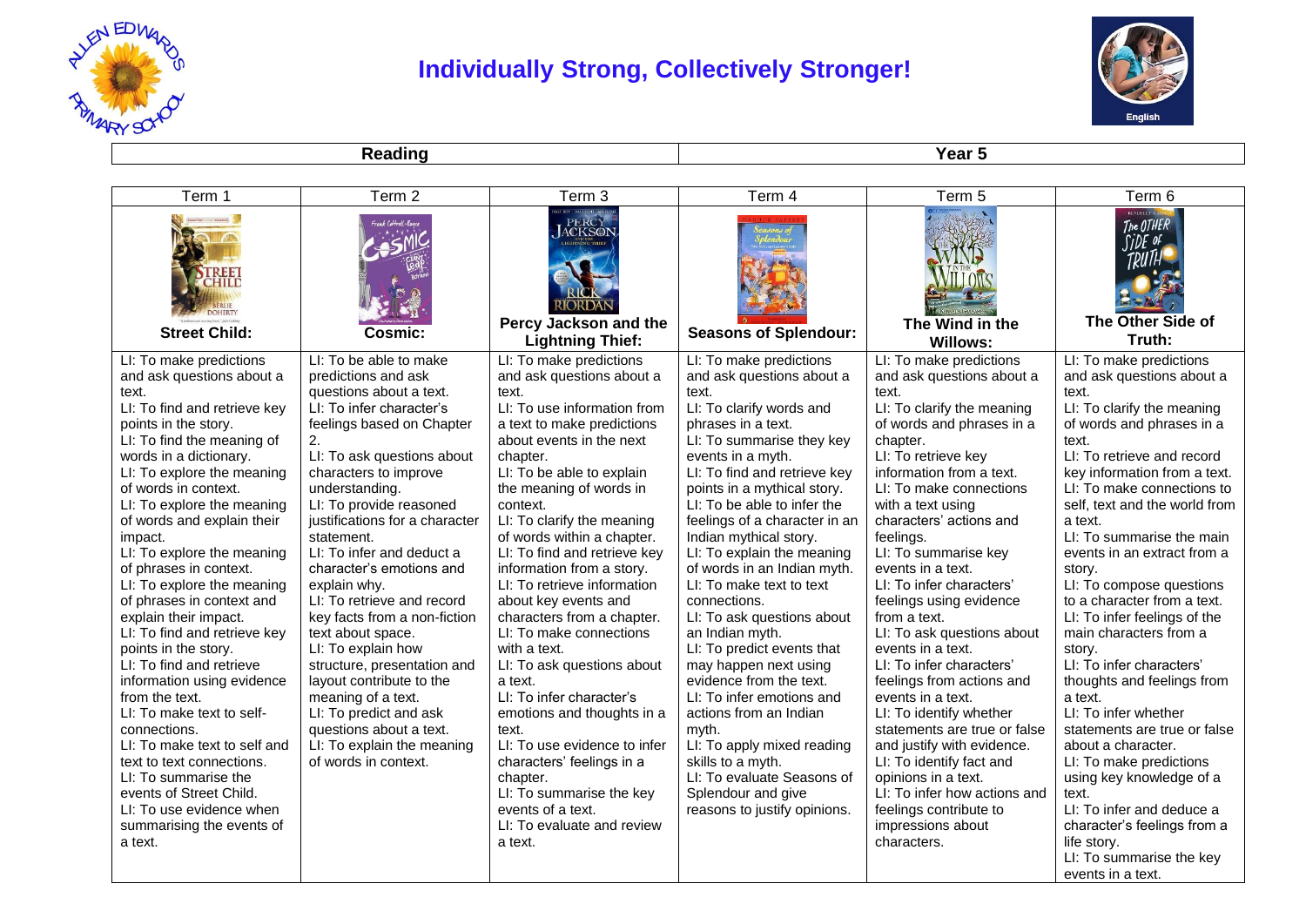# Individually Strong, Collectively Stronger!

| Reading | Year 5 |
|---|---|

| Term 1 | Term 2 | Term 3 | Term 4 | Term 5 | Term 6 |
|---|---|---|---|---|---|
| **Street Child:** | **Cosmic:** | **Percy Jackson and the Lightning Thief:** | **Seasons of Splendour:** | **The Wind in the Willows:** | **The Other Side of Truth:** |
| LI: To make predictions and ask questions about a text.<br>LI: To find and retrieve key points in the story.<br>LI: To find the meaning of words in a dictionary.<br>LI: To explore the meaning of words in context.<br>LI: To explore the meaning of words and explain their impact.<br>LI: To explore the meaning of phrases in context.<br>LI: To explore the meaning of phrases in context and explain their impact.<br>LI: To find and retrieve key points in the story.<br>LI: To find and retrieve information using evidence from the text.<br>LI: To make text to self-connections.<br>LI: To make text to self and text to text connections.<br>LI: To summarise the events of Street Child.<br>LI: To use evidence when summarising the events of a text. | LI: To be able to make predictions and ask questions about a text.<br>LI: To infer character's feelings based on Chapter 2.<br>LI: To ask questions about characters to improve understanding.<br>LI: To provide reasoned justifications for a character statement.<br>LI: To infer and deduct a character's emotions and explain why.<br>LI: To retrieve and record key facts from a non-fiction text about space.<br>LI: To explain how structure, presentation and layout contribute to the meaning of a text.<br>LI: To predict and ask questions about a text.<br>LI: To explain the meaning of words in context. | LI: To make predictions and ask questions about a text.<br>LI: To use information from a text to make predictions about events in the next chapter.<br>LI: To be able to explain the meaning of words in context.<br>LI: To clarify the meaning of words within a chapter.<br>LI: To find and retrieve key information from a text.<br>LI: To retrieve information about key events and characters from a chapter.<br>LI: To make connections with a text.<br>LI: To ask questions about a text.<br>LI: To infer character's emotions and thoughts in a text.<br>LI: To use evidence to infer characters' feelings in a chapter.<br>LI: To summarise the key events of a text.<br>LI: To evaluate and review a text. | LI: To make predictions and ask questions about a text.<br>LI: To clarify words and phrases in a text.<br>LI: To summarise they key events in a myth.<br>LI: To find and retrieve key points in a mythical story.<br>LI: To be able to infer the feelings of a character in an Indian mythical story.<br>LI: To explain the meaning of words in an Indian myth.<br>LI: To make text to text connections.<br>LI: To ask questions about an Indian myth.<br>LI: To predict events that may happen next using evidence from the text.<br>LI: To infer emotions and actions from an Indian myth.<br>LI: To apply mixed reading skills to a myth.<br>LI: To evaluate Seasons of Splendour and give reasons to justify opinions. | LI: To make predictions and ask questions about a text.<br>LI: To clarify the meaning of words and phrases in a chapter.<br>LI: To retrieve key information from a text.<br>LI: To make connections with a text using characters' actions and feelings.<br>LI: To summarise key events in a text.<br>LI: To infer characters' feelings using evidence from a text.<br>LI: To ask questions about events in a text.<br>LI: To infer characters' feelings from actions and events in a text.<br>LI: To identify whether statements are true or false and justify with evidence.<br>LI: To identify fact and opinions in a text.<br>LI: To infer how actions and feelings contribute to impressions about characters. | LI: To make predictions and ask questions about a text.<br>LI: To clarify the meaning of words and phrases in a text.<br>LI: To retrieve and record key information from a text.<br>LI: To make connections to self, text and the world from a text.<br>LI: To summarise the main events in an extract from a story.<br>LI: To compose questions to a character from a text.<br>LI: To infer feelings of the main characters from a story.<br>LI: To infer characters' thoughts and feelings from a text.<br>LI: To infer whether statements are true or false about a character.<br>LI: To make predictions using key knowledge of a text.<br>LI: To infer and deduce a character's feelings from a life story.<br>LI: To summarise the key events in a text. |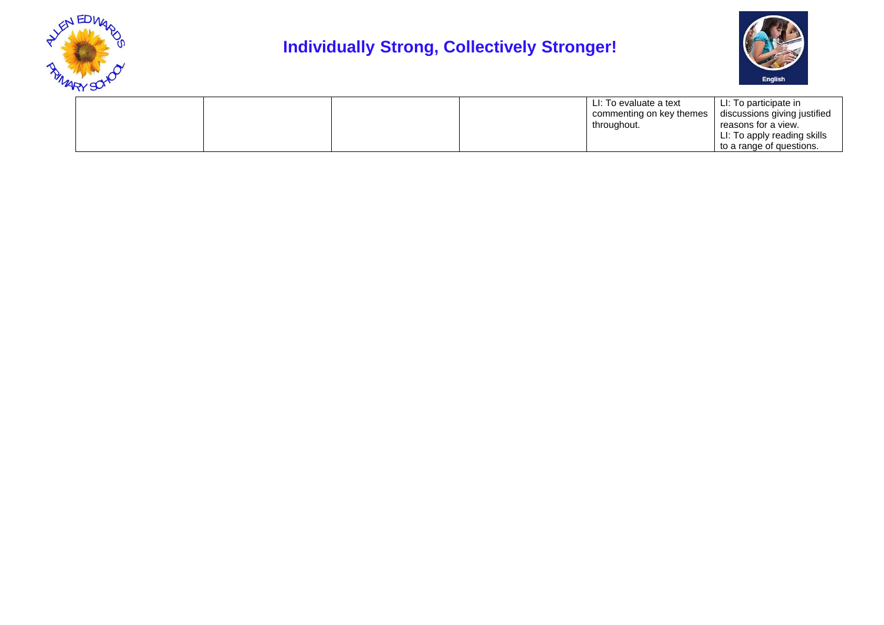# Individually Strong, Collectively Stronger!

| | | | | | |
|---|---|---|---|---|---|
| | | | | LI: To evaluate a text commenting on key themes throughout. | LI: To participate in discussions giving justified reasons for a view.<br>LI: To apply reading skills to a range of questions. |